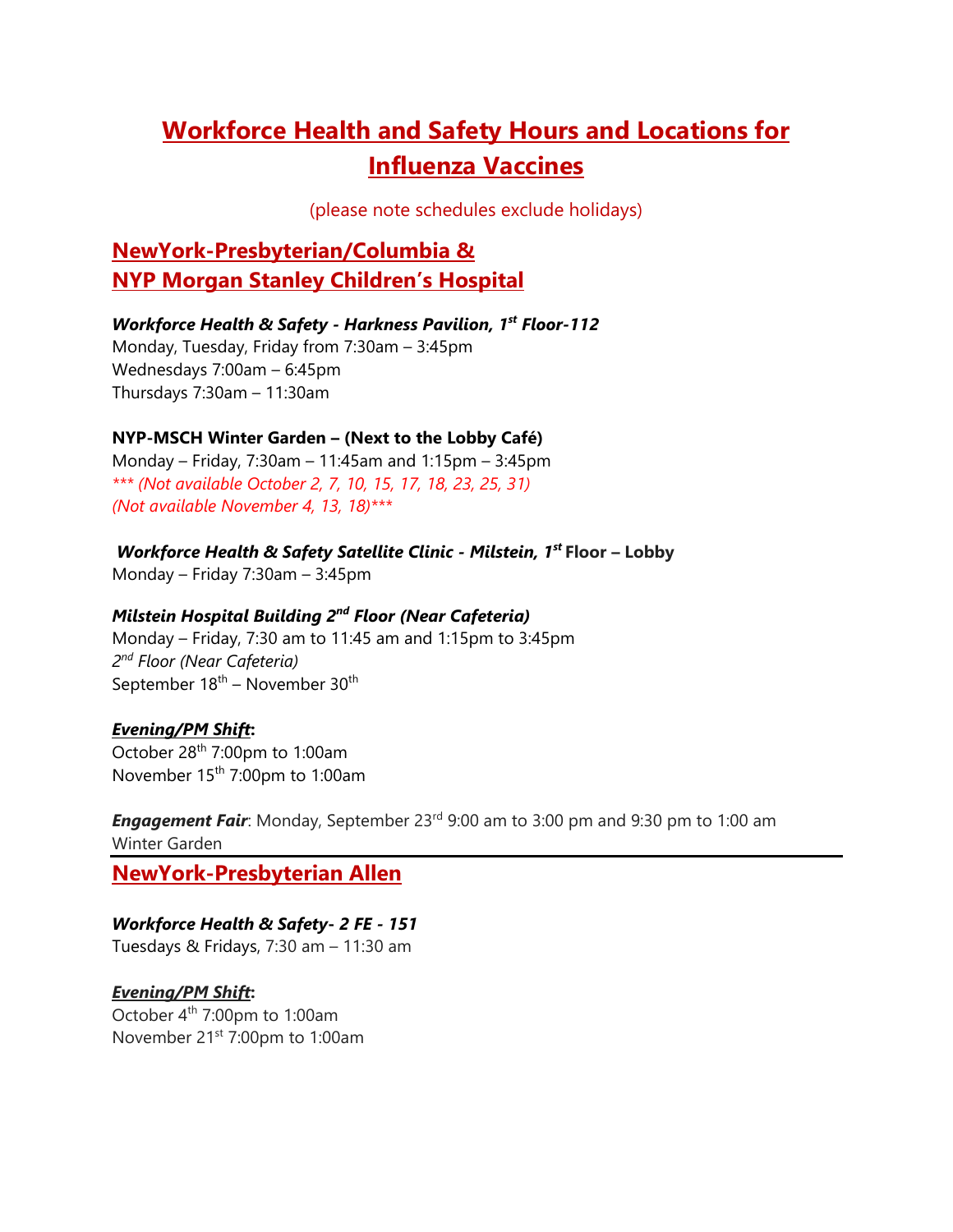# Workforce Health and Safety Hours and Locations for Influenza Vaccines

(please note schedules exclude holidays)

## NewYork-Presbyterian/Columbia & NYP Morgan Stanley Children's Hospital

***Workforce Health & Safety - Harkness Pavilion, 1st Floor-112***
Monday, Tuesday, Friday from 7:30am – 3:45pm
Wednesdays 7:00am – 6:45pm
Thursdays 7:30am – 11:30am

**NYP-MSCH Winter Garden – (Next to the Lobby Café)**
Monday – Friday, 7:30am – 11:45am and 1:15pm – 3:45pm
*\*\*\* (Not available October 2, 7, 10, 15, 17, 18, 23, 25, 31)*
*(Not available November 4, 13, 18)\*\*\**

***Workforce Health & Safety Satellite Clinic - Milstein, 1st*** **Floor – Lobby**
Monday – Friday 7:30am – 3:45pm

***Milstein Hospital Building 2nd Floor (Near Cafeteria)***
Monday – Friday, 7:30 am to 11:45 am and 1:15pm to 3:45pm
*2nd Floor (Near Cafeteria)*
September 18th – November 30th

***Evening/PM Shift*:**
October 28th 7:00pm to 1:00am
November 15th 7:00pm to 1:00am

***Engagement Fair***: Monday, September 23rd 9:00 am to 3:00 pm and 9:30 pm to 1:00 am
Winter Garden

---

## NewYork-Presbyterian Allen

***Workforce Health & Safety- 2 FE - 151***
Tuesdays & Fridays, 7:30 am – 11:30 am

***Evening/PM Shift*:**
October 4th 7:00pm to 1:00am
November 21st 7:00pm to 1:00am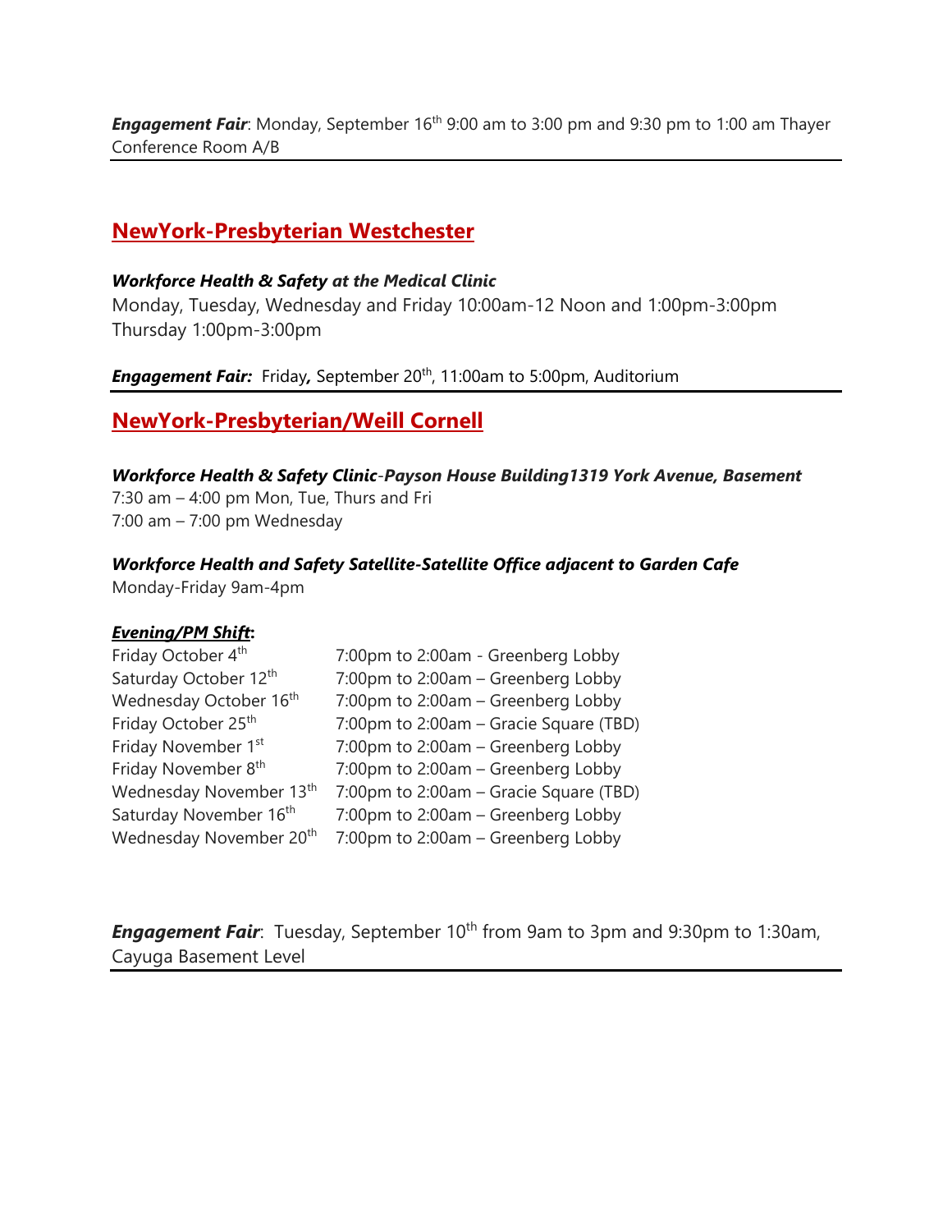***Engagement Fair***: Monday, September 16th 9:00 am to 3:00 pm and 9:30 pm to 1:00 am Thayer Conference Room A/B

---

## NewYork-Presbyterian Westchester

***Workforce Health & Safety at the Medical Clinic***

Monday, Tuesday, Wednesday and Friday 10:00am-12 Noon and 1:00pm-3:00pm
Thursday 1:00pm-3:00pm

***Engagement Fair:*** Friday, September 20th, 11:00am to 5:00pm, Auditorium

---

## NewYork-Presbyterian/Weill Cornell

***Workforce Health & Safety Clinic-Payson House Building1319 York Avenue, Basement***

7:30 am – 4:00 pm Mon, Tue, Thurs and Fri
7:00 am – 7:00 pm Wednesday

***Workforce Health and Safety Satellite-Satellite Office adjacent to Garden Cafe***

Monday-Friday 9am-4pm

***Evening/PM Shift*:**

| | |
|---|---|
| Friday October 4th | 7:00pm to 2:00am - Greenberg Lobby |
| Saturday October 12th | 7:00pm to 2:00am – Greenberg Lobby |
| Wednesday October 16th | 7:00pm to 2:00am – Greenberg Lobby |
| Friday October 25th | 7:00pm to 2:00am – Gracie Square (TBD) |
| Friday November 1st | 7:00pm to 2:00am – Greenberg Lobby |
| Friday November 8th | 7:00pm to 2:00am – Greenberg Lobby |
| Wednesday November 13th | 7:00pm to 2:00am – Gracie Square (TBD) |
| Saturday November 16th | 7:00pm to 2:00am – Greenberg Lobby |
| Wednesday November 20th | 7:00pm to 2:00am – Greenberg Lobby |

***Engagement Fair***: Tuesday, September 10th from 9am to 3pm and 9:30pm to 1:30am, Cayuga Basement Level

---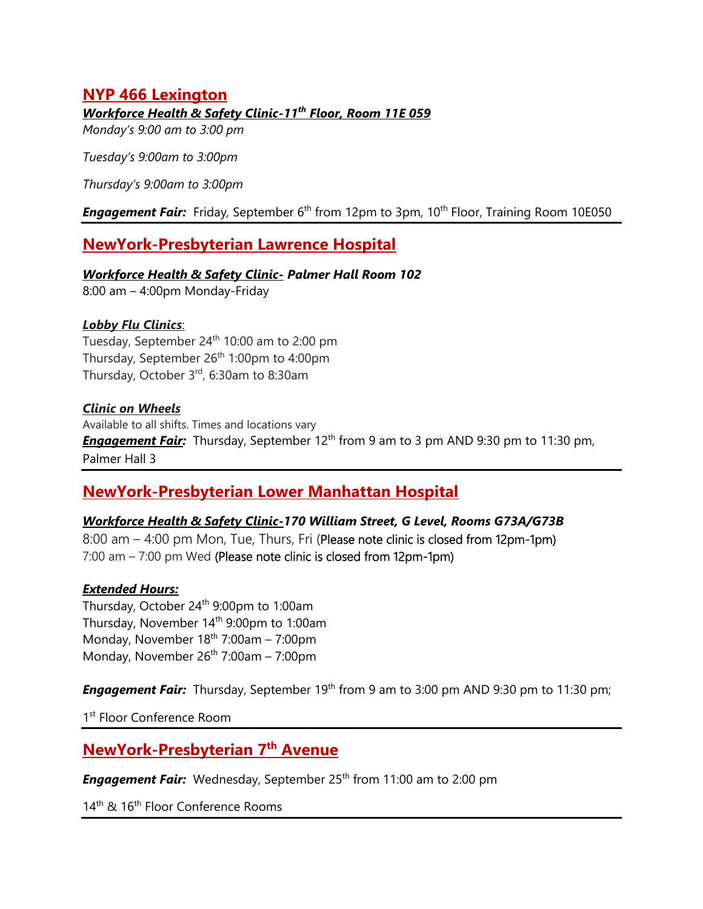## NYP 466 Lexington

***Workforce Health & Safety Clinic-11th Floor, Room 11E 059***

*Monday's 9:00 am to 3:00 pm*

*Tuesday's 9:00am to 3:00pm*

*Thursday's 9:00am to 3:00pm*

***Engagement Fair:*** Friday, September 6th from 12pm to 3pm, 10th Floor, Training Room 10E050

---

## NewYork-Presbyterian Lawrence Hospital

***Workforce Health & Safety Clinic- Palmer Hall Room 102***

8:00 am – 4:00pm Monday-Friday

***Lobby Flu Clinics***:

Tuesday, September 24th 10:00 am to 2:00 pm

Thursday, September 26th 1:00pm to 4:00pm

Thursday, October 3rd, 6:30am to 8:30am

***Clinic on Wheels***

Available to all shifts. Times and locations vary

***Engagement Fair:*** Thursday, September 12th from 9 am to 3 pm AND 9:30 pm to 11:30 pm, Palmer Hall 3

---

## NewYork-Presbyterian Lower Manhattan Hospital

***Workforce Health & Safety Clinic-170 William Street, G Level, Rooms G73A/G73B***

8:00 am – 4:00 pm Mon, Tue, Thurs, Fri (Please note clinic is closed from 12pm-1pm)

7:00 am – 7:00 pm Wed (Please note clinic is closed from 12pm-1pm)

***Extended Hours:***

Thursday, October 24th 9:00pm to 1:00am

Thursday, November 14th 9:00pm to 1:00am

Monday, November 18th 7:00am – 7:00pm

Monday, November 26th 7:00am – 7:00pm

***Engagement Fair:*** Thursday, September 19th from 9 am to 3:00 pm AND 9:30 pm to 11:30 pm;

1st Floor Conference Room

---

## NewYork-Presbyterian 7th Avenue

***Engagement Fair:*** Wednesday, September 25th from 11:00 am to 2:00 pm

14th & 16th Floor Conference Rooms

---